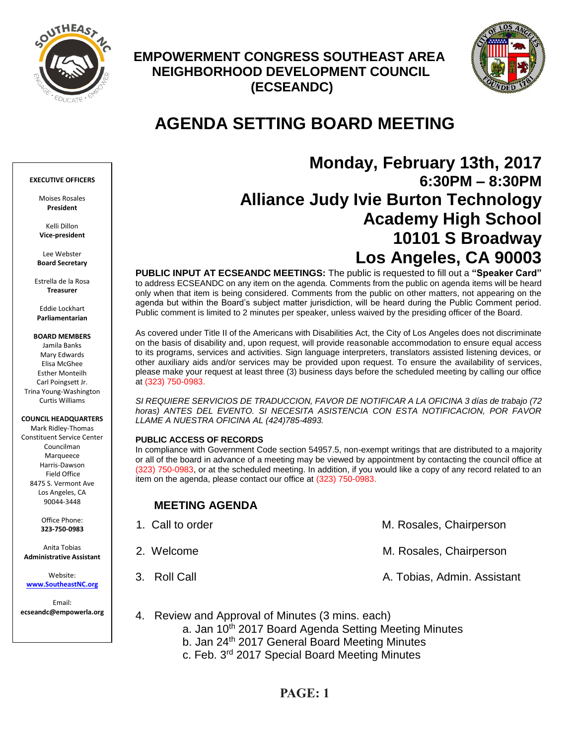# EMPOWERMENT CONGRESS SOUTHEAST AREA NEIGHBORHOOD DEVELOPMENT COUNCIL (ECSEANDC)

# AGENDA SETTING BOARD MEETING

**EXECUTIVE OFFICERS**

Moises Rosales
**President**

Kelli Dillon
**Vice-president**

Lee Webster
**Board Secretary**

Estrella de la Rosa
**Treasurer**

Eddie Lockhart
**Parliamentarian**

**BOARD MEMBERS**
Jamila Banks
Mary Edwards
Elisa McGhee
Esther Monteilh
Carl Poingsett Jr.
Trina Young-Washington
Curtis Williams

**COUNCIL HEADQUARTERS**
Mark Ridley-Thomas Constituent Service Center
Councilman Marqueece Harris-Dawson Field Office
8475 S. Vermont Ave
Los Angeles, CA 90044-3448

Office Phone:
**323-750-0983**

Anita Tobias
**Administrative Assistant**

Website:
**www.SoutheastNC.org**

Email:
**ecseandc@empowerla.org**

## Monday, February 13th, 2017
### 6:30PM – 8:30PM
### Alliance Judy Ivie Burton Technology Academy High School
### 10101 S Broadway
### Los Angeles, CA 90003

**PUBLIC INPUT AT ECSEANDC MEETINGS:** The public is requested to fill out a **"Speaker Card"** to address ECSEANDC on any item on the agenda. Comments from the public on agenda items will be heard only when that item is being considered. Comments from the public on other matters, not appearing on the agenda but within the Board's subject matter jurisdiction, will be heard during the Public Comment period. Public comment is limited to 2 minutes per speaker, unless waived by the presiding officer of the Board.

As covered under Title II of the Americans with Disabilities Act, the City of Los Angeles does not discriminate on the basis of disability and, upon request, will provide reasonable accommodation to ensure equal access to its programs, services and activities. Sign language interpreters, translators assisted listening devices, or other auxiliary aids and/or services may be provided upon request. To ensure the availability of services, please make your request at least three (3) business days before the scheduled meeting by calling our office at (323) 750-0983.

*SI REQUIERE SERVICIOS DE TRADUCCION, FAVOR DE NOTIFICAR A LA OFICINA 3 días de trabajo (72 horas) ANTES DEL EVENTO. SI NECESITA ASISTENCIA CON ESTA NOTIFICACION, POR FAVOR LLAME A NUESTRA OFICINA AL (424)785-4893.*

**PUBLIC ACCESS OF RECORDS**
In compliance with Government Code section 54957.5, non-exempt writings that are distributed to a majority or all of the board in advance of a meeting may be viewed by appointment by contacting the council office at (323) 750-0983, or at the scheduled meeting. In addition, if you would like a copy of any record related to an item on the agenda, please contact our office at (323) 750-0983.

## MEETING AGENDA

1. Call to order — M. Rosales, Chairperson
2. Welcome — M. Rosales, Chairperson
3. Roll Call — A. Tobias, Admin. Assistant
4. Review and Approval of Minutes (3 mins. each)
   a. Jan 10th 2017 Board Agenda Setting Meeting Minutes
   b. Jan 24th 2017 General Board Meeting Minutes
   c. Feb. 3rd 2017 Special Board Meeting Minutes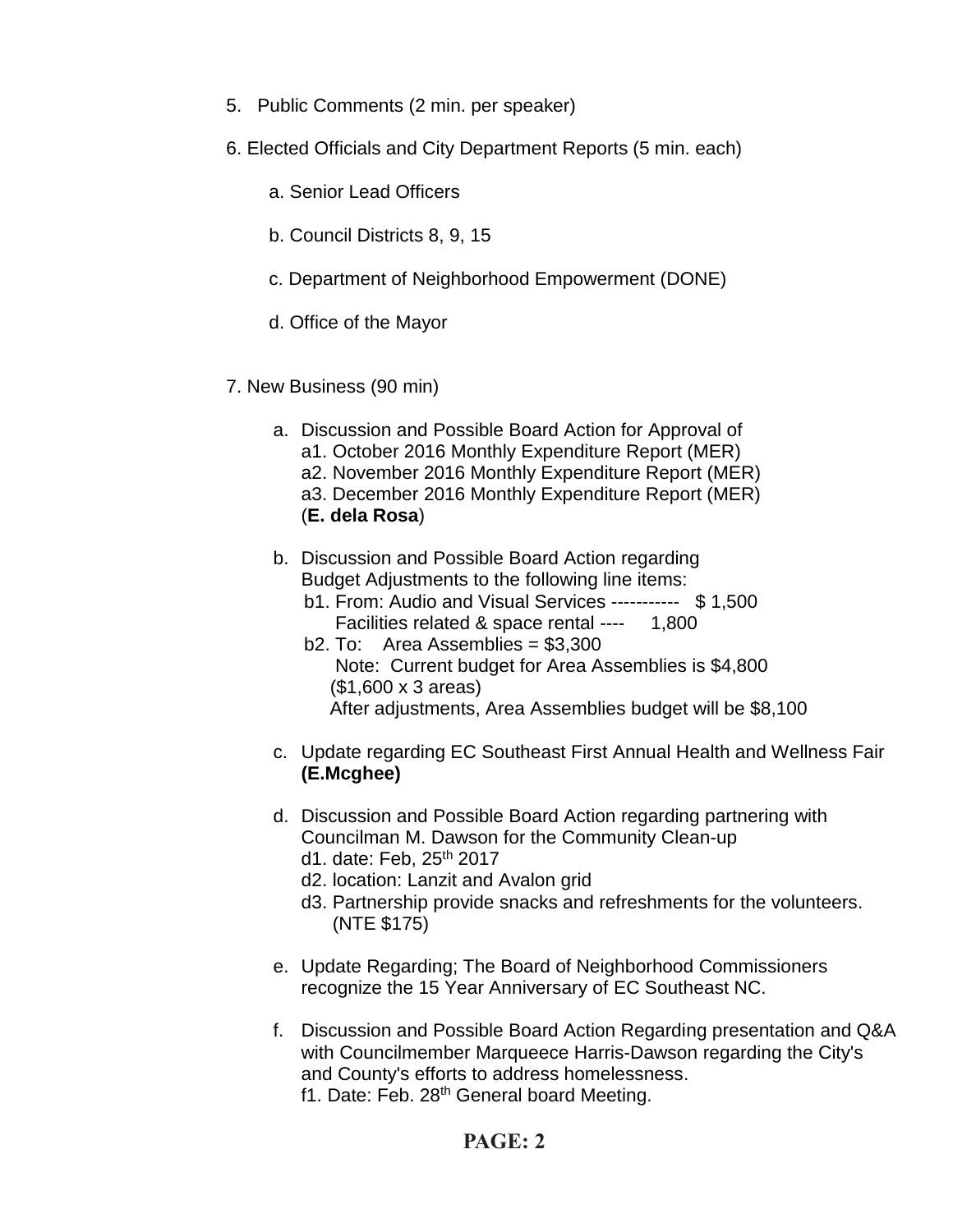5. Public Comments (2 min. per speaker)

6. Elected Officials and City Department Reports (5 min. each)

   a. Senior Lead Officers

   b. Council Districts 8, 9, 15

   c. Department of Neighborhood Empowerment (DONE)

   d. Office of the Mayor

7. New Business (90 min)

   a. Discussion and Possible Board Action for Approval of
      a1. October 2016 Monthly Expenditure Report (MER)
      a2. November 2016 Monthly Expenditure Report (MER)
      a3. December 2016 Monthly Expenditure Report (MER)
      (**E. dela Rosa**)

   b. Discussion and Possible Board Action regarding Budget Adjustments to the following line items:
      b1. From: Audio and Visual Services ----------- $ 1,500
          Facilities related & space rental ---- 1,800
      b2. To: Area Assemblies = $3,300
          Note: Current budget for Area Assemblies is $4,800 ($1,600 x 3 areas)
          After adjustments, Area Assemblies budget will be $8,100

   c. Update regarding EC Southeast First Annual Health and Wellness Fair **(E.Mcghee)**

   d. Discussion and Possible Board Action regarding partnering with Councilman M. Dawson for the Community Clean-up
      d1. date: Feb, 25th 2017
      d2. location: Lanzit and Avalon grid
      d3. Partnership provide snacks and refreshments for the volunteers. (NTE $175)

   e. Update Regarding; The Board of Neighborhood Commissioners recognize the 15 Year Anniversary of EC Southeast NC.

   f. Discussion and Possible Board Action Regarding presentation and Q&A with Councilmember Marqueece Harris-Dawson regarding the City's and County's efforts to address homelessness.
      f1. Date: Feb. 28th General board Meeting.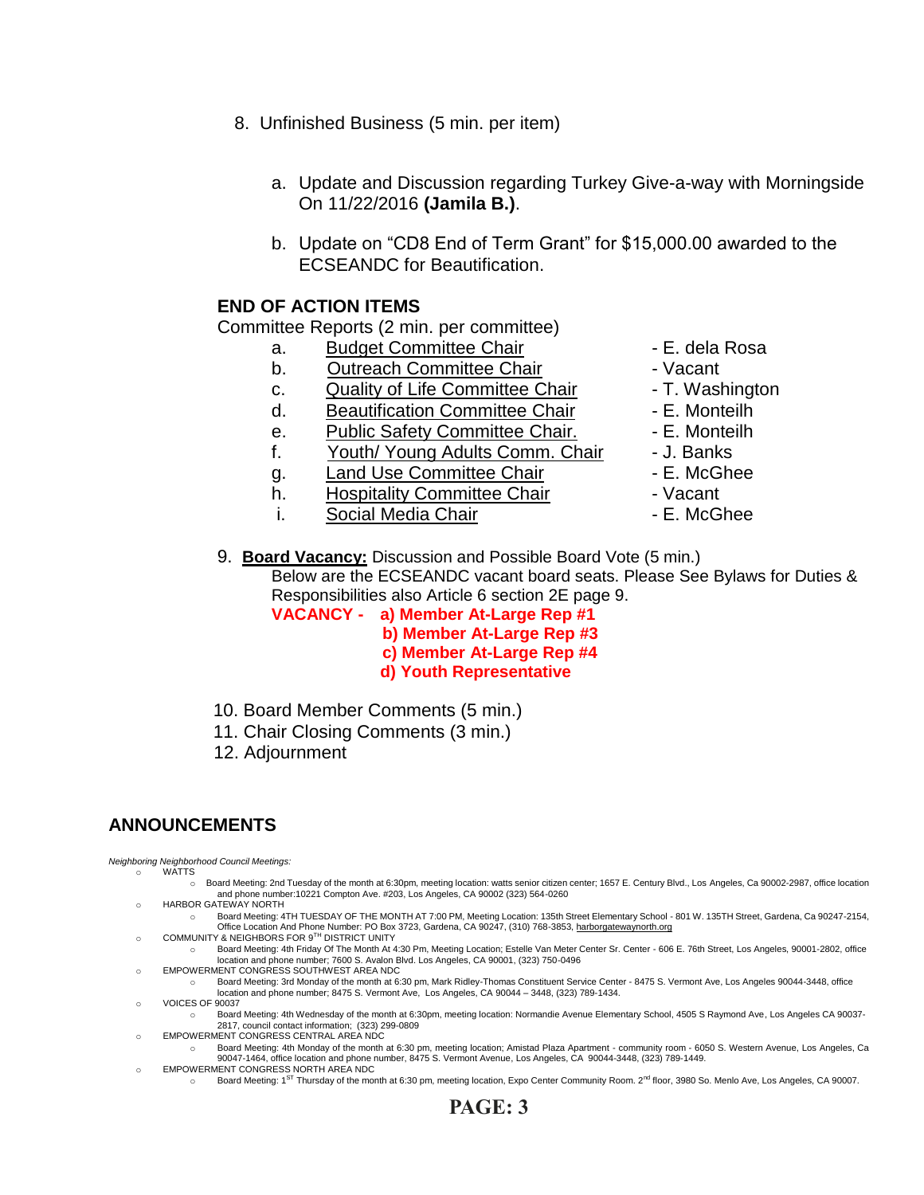8. Unfinished Business (5 min. per item)

   a. Update and Discussion regarding Turkey Give-a-way with Morningside On 11/22/2016 **(Jamila B.)**.

   b. Update on "CD8 End of Term Grant" for $15,000.00 awarded to the ECSEANDC for Beautification.

**END OF ACTION ITEMS**

Committee Reports (2 min. per committee)

| | | |
|---|---|---|
| a. | Budget Committee Chair | - E. dela Rosa |
| b. | Outreach Committee Chair | - Vacant |
| c. | Quality of Life Committee Chair | - T. Washington |
| d. | Beautification Committee Chair | - E. Monteilh |
| e. | Public Safety Committee Chair. | - E. Monteilh |
| f. | Youth/ Young Adults Comm. Chair | - J. Banks |
| g. | Land Use Committee Chair | - E. McGhee |
| h. | Hospitality Committee Chair | - Vacant |
| i. | Social Media Chair | - E. McGhee |

9. **Board Vacancy:** Discussion and Possible Board Vote (5 min.)
   Below are the ECSEANDC vacant board seats. Please See Bylaws for Duties & Responsibilities also Article 6 section 2E page 9.
   **VACANCY - a) Member At-Large Rep #1**
   **b) Member At-Large Rep #3**
   **c) Member At-Large Rep #4**
   **d) Youth Representative**

10. Board Member Comments (5 min.)
11. Chair Closing Comments (3 min.)
12. Adjournment

## ANNOUNCEMENTS

*Neighboring Neighborhood Council Meetings:*

- WATTS
  - Board Meeting: 2nd Tuesday of the month at 6:30pm, meeting location: watts senior citizen center; 1657 E. Century Blvd., Los Angeles, Ca 90002-2987, office location and phone number:10221 Compton Ave. #203, Los Angeles, CA 90002 (323) 564-0260
- HARBOR GATEWAY NORTH
  - Board Meeting: 4TH TUESDAY OF THE MONTH AT 7:00 PM, Meeting Location: 135th Street Elementary School - 801 W. 135TH Street, Gardena, Ca 90247-2154, Office Location And Phone Number: PO Box 3723, Gardena, CA 90247, (310) 768-3853, harborgatewaynorth.org
- COMMUNITY & NEIGHBORS FOR 9TH DISTRICT UNITY
  - Board Meeting: 4th Friday Of The Month At 4:30 Pm, Meeting Location; Estelle Van Meter Center Sr. Center - 606 E. 76th Street, Los Angeles, 90001-2802, office location and phone number; 7600 S. Avalon Blvd. Los Angeles, CA 90001, (323) 750-0496
- EMPOWERMENT CONGRESS SOUTHWEST AREA NDC
  - Board Meeting: 3rd Monday of the month at 6:30 pm, Mark Ridley-Thomas Constituent Service Center - 8475 S. Vermont Ave, Los Angeles 90044-3448, office location and phone number; 8475 S. Vermont Ave, Los Angeles, CA 90044 – 3448, (323) 789-1434.
- VOICES OF 90037
  - Board Meeting: 4th Wednesday of the month at 6:30pm, meeting location: Normandie Avenue Elementary School, 4505 S Raymond Ave, Los Angeles CA 90037-2817, council contact information; (323) 299-0809
- EMPOWERMENT CONGRESS CENTRAL AREA NDC
  - Board Meeting: 4th Monday of the month at 6:30 pm, meeting location; Amistad Plaza Apartment - community room - 6050 S. Western Avenue, Los Angeles, Ca 90047-1464, office location and phone number, 8475 S. Vermont Avenue, Los Angeles, CA 90044-3448, (323) 789-1449.
- EMPOWERMENT CONGRESS NORTH AREA NDC
  - Board Meeting: 1ST Thursday of the month at 6:30 pm, meeting location, Expo Center Community Room. 2nd floor, 3980 So. Menlo Ave, Los Angeles, CA 90007.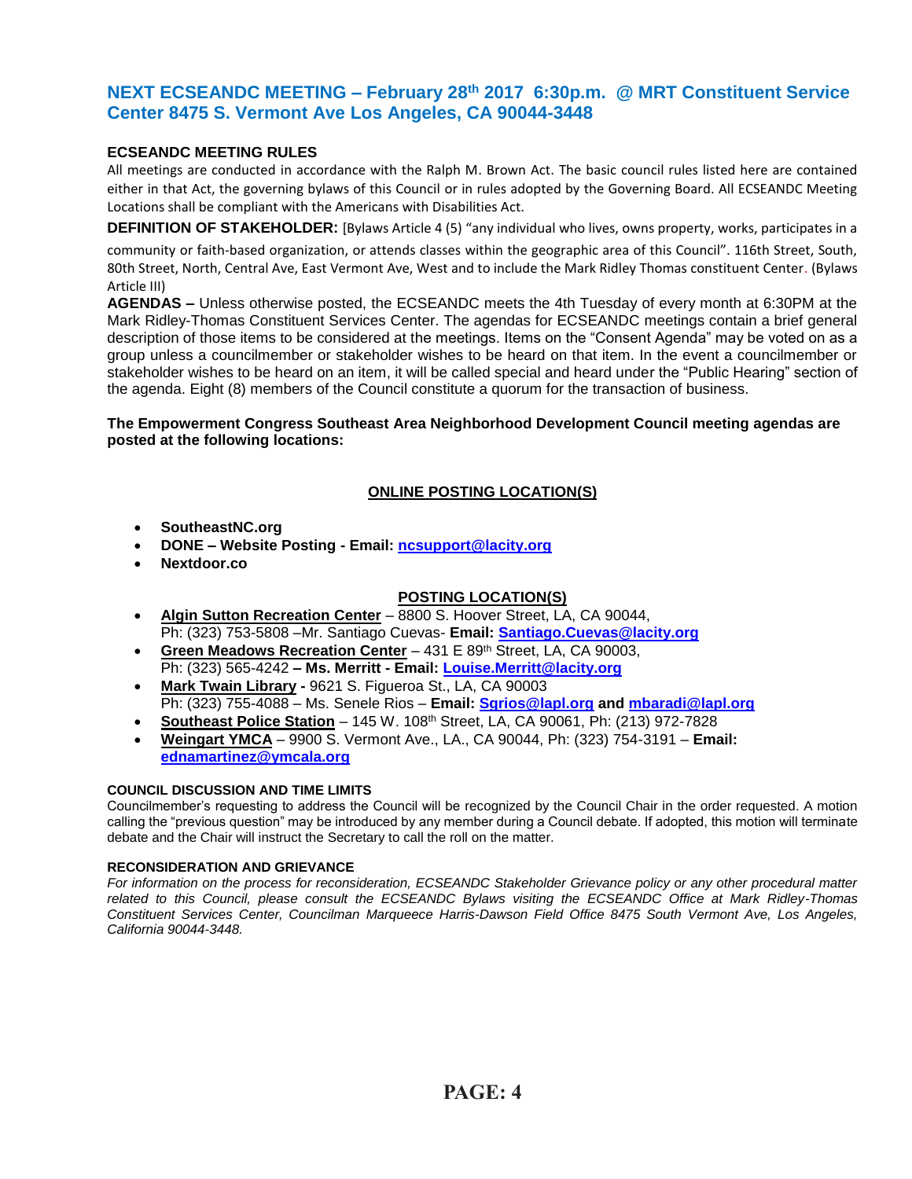## NEXT ECSEANDC MEETING – February 28th 2017 6:30p.m. @ MRT Constituent Service Center 8475 S. Vermont Ave Los Angeles, CA 90044-3448

**ECSEANDC MEETING RULES**

All meetings are conducted in accordance with the Ralph M. Brown Act. The basic council rules listed here are contained either in that Act, the governing bylaws of this Council or in rules adopted by the Governing Board. All ECSEANDC Meeting Locations shall be compliant with the Americans with Disabilities Act.

**DEFINITION OF STAKEHOLDER:** [Bylaws Article 4 (5) "any individual who lives, owns property, works, participates in a community or faith-based organization, or attends classes within the geographic area of this Council". 116th Street, South, 80th Street, North, Central Ave, East Vermont Ave, West and to include the Mark Ridley Thomas constituent Center. (Bylaws Article III)

**AGENDAS –** Unless otherwise posted, the ECSEANDC meets the 4th Tuesday of every month at 6:30PM at the Mark Ridley-Thomas Constituent Services Center. The agendas for ECSEANDC meetings contain a brief general description of those items to be considered at the meetings. Items on the "Consent Agenda" may be voted on as a group unless a councilmember or stakeholder wishes to be heard on that item. In the event a councilmember or stakeholder wishes to be heard on an item, it will be called special and heard under the "Public Hearing" section of the agenda. Eight (8) members of the Council constitute a quorum for the transaction of business.

**The Empowerment Congress Southeast Area Neighborhood Development Council meeting agendas are posted at the following locations:**

**ONLINE POSTING LOCATION(S)**

- **SoutheastNC.org**
- **DONE – Website Posting - Email: ncsupport@lacity.org**
- **Nextdoor.co**

**POSTING LOCATION(S)**

- **Algin Sutton Recreation Center** – 8800 S. Hoover Street, LA, CA 90044, Ph: (323) 753-5808 –Mr. Santiago Cuevas- **Email: Santiago.Cuevas@lacity.org**
- **Green Meadows Recreation Center** – 431 E 89th Street, LA, CA 90003, Ph: (323) 565-4242 **– Ms. Merritt - Email: Louise.Merritt@lacity.org**
- **Mark Twain Library -** 9621 S. Figueroa St., LA, CA 90003 Ph: (323) 755-4088 – Ms. Senele Rios – **Email: Sgrios@lapl.org and mbaradi@lapl.org**
- **Southeast Police Station** – 145 W. 108th Street, LA, CA 90061, Ph: (213) 972-7828
- **Weingart YMCA** – 9900 S. Vermont Ave., LA., CA 90044, Ph: (323) 754-3191 – **Email: ednamartinez@ymcala.org**

**COUNCIL DISCUSSION AND TIME LIMITS**

Councilmember's requesting to address the Council will be recognized by the Council Chair in the order requested. A motion calling the "previous question" may be introduced by any member during a Council debate. If adopted, this motion will terminate debate and the Chair will instruct the Secretary to call the roll on the matter.

**RECONSIDERATION AND GRIEVANCE**

*For information on the process for reconsideration, ECSEANDC Stakeholder Grievance policy or any other procedural matter related to this Council, please consult the ECSEANDC Bylaws visiting the ECSEANDC Office at Mark Ridley-Thomas Constituent Services Center, Councilman Marqueece Harris-Dawson Field Office 8475 South Vermont Ave, Los Angeles, California 90044-3448.*